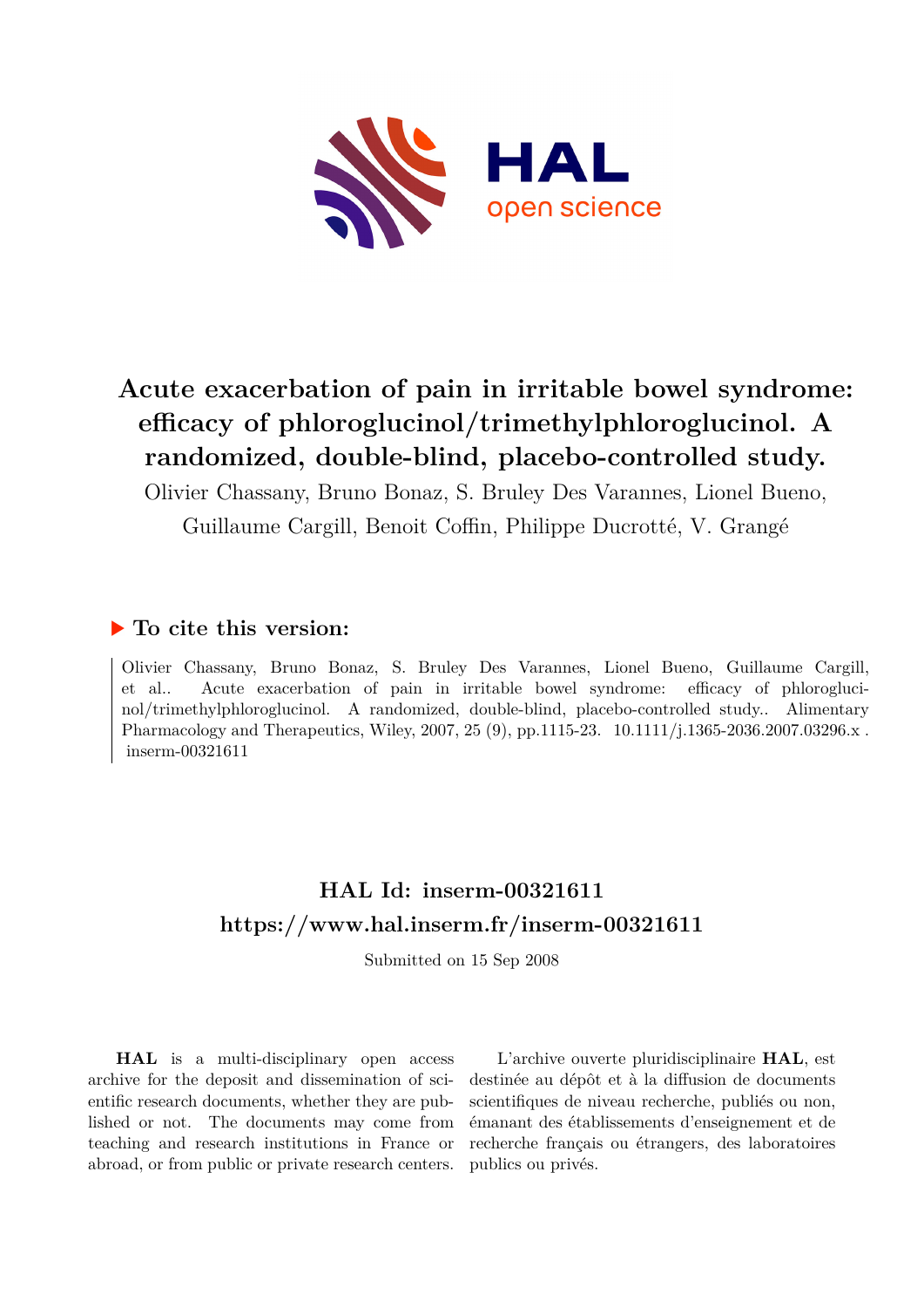# Acute exacerbation of pain in irritable bowel syndrome: efficacy of phloroglucinol/trimethylphloroglucinol. A randomized, double-blind, placebo-controlled study.

Olivier Chassany, Bruno Bonaz, S. Bruley Des Varannes, Lionel Bueno, Guillaume Cargill, Benoit Coffin, Philippe Ducrotté, V. Grangé

## ▶ To cite this version:

Olivier Chassany, Bruno Bonaz, S. Bruley Des Varannes, Lionel Bueno, Guillaume Cargill, et al.. Acute exacerbation of pain in irritable bowel syndrome: efficacy of phloroglucinol/trimethylphloroglucinol. A randomized, double-blind, placebo-controlled study.. Alimentary Pharmacology and Therapeutics, Wiley, 2007, 25 (9), pp.1115-23. 10.1111/j.1365-2036.2007.03296.x . inserm-00321611

## HAL Id: inserm-00321611
## https://www.hal.inserm.fr/inserm-00321611

Submitted on 15 Sep 2008

**HAL** is a multi-disciplinary open access archive for the deposit and dissemination of scientific research documents, whether they are published or not. The documents may come from teaching and research institutions in France or abroad, or from public or private research centers.

L'archive ouverte pluridisciplinaire **HAL**, est destinée au dépôt et à la diffusion de documents scientifiques de niveau recherche, publiés ou non, émanant des établissements d'enseignement et de recherche français ou étrangers, des laboratoires publics ou privés.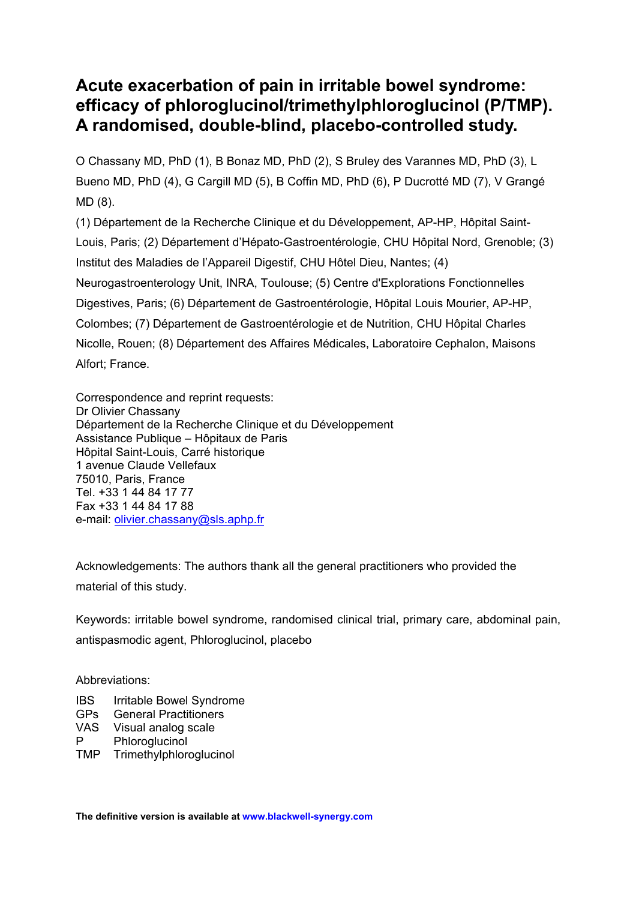# Acute exacerbation of pain in irritable bowel syndrome: efficacy of phloroglucinol/trimethylphloroglucinol (P/TMP). A randomised, double-blind, placebo-controlled study.

O Chassany MD, PhD (1), B Bonaz MD, PhD (2), S Bruley des Varannes MD, PhD (3), L Bueno MD, PhD (4), G Cargill MD (5), B Coffin MD, PhD (6), P Ducrotté MD (7), V Grangé MD (8).

(1) Département de la Recherche Clinique et du Développement, AP-HP, Hôpital Saint-Louis, Paris; (2) Département d'Hépato-Gastroentérologie, CHU Hôpital Nord, Grenoble; (3) Institut des Maladies de l'Appareil Digestif, CHU Hôtel Dieu, Nantes; (4) Neurogastroenterology Unit, INRA, Toulouse; (5) Centre d'Explorations Fonctionnelles Digestives, Paris; (6) Département de Gastroentérologie, Hôpital Louis Mourier, AP-HP, Colombes; (7) Département de Gastroentérologie et de Nutrition, CHU Hôpital Charles Nicolle, Rouen; (8) Département des Affaires Médicales, Laboratoire Cephalon, Maisons Alfort; France.

Correspondence and reprint requests:
Dr Olivier Chassany
Département de la Recherche Clinique et du Développement
Assistance Publique – Hôpitaux de Paris
Hôpital Saint-Louis, Carré historique
1 avenue Claude Vellefaux
75010, Paris, France
Tel. +33 1 44 84 17 77
Fax +33 1 44 84 17 88
e-mail: olivier.chassany@sls.aphp.fr

Acknowledgements: The authors thank all the general practitioners who provided the material of this study.

Keywords: irritable bowel syndrome, randomised clinical trial, primary care, abdominal pain, antispasmodic agent, Phloroglucinol, placebo

Abbreviations:

| | |
|---|---|
| IBS | Irritable Bowel Syndrome |
| GPs | General Practitioners |
| VAS | Visual analog scale |
| P | Phloroglucinol |
| TMP | Trimethylphloroglucinol |

**The definitive version is available at www.blackwell-synergy.com**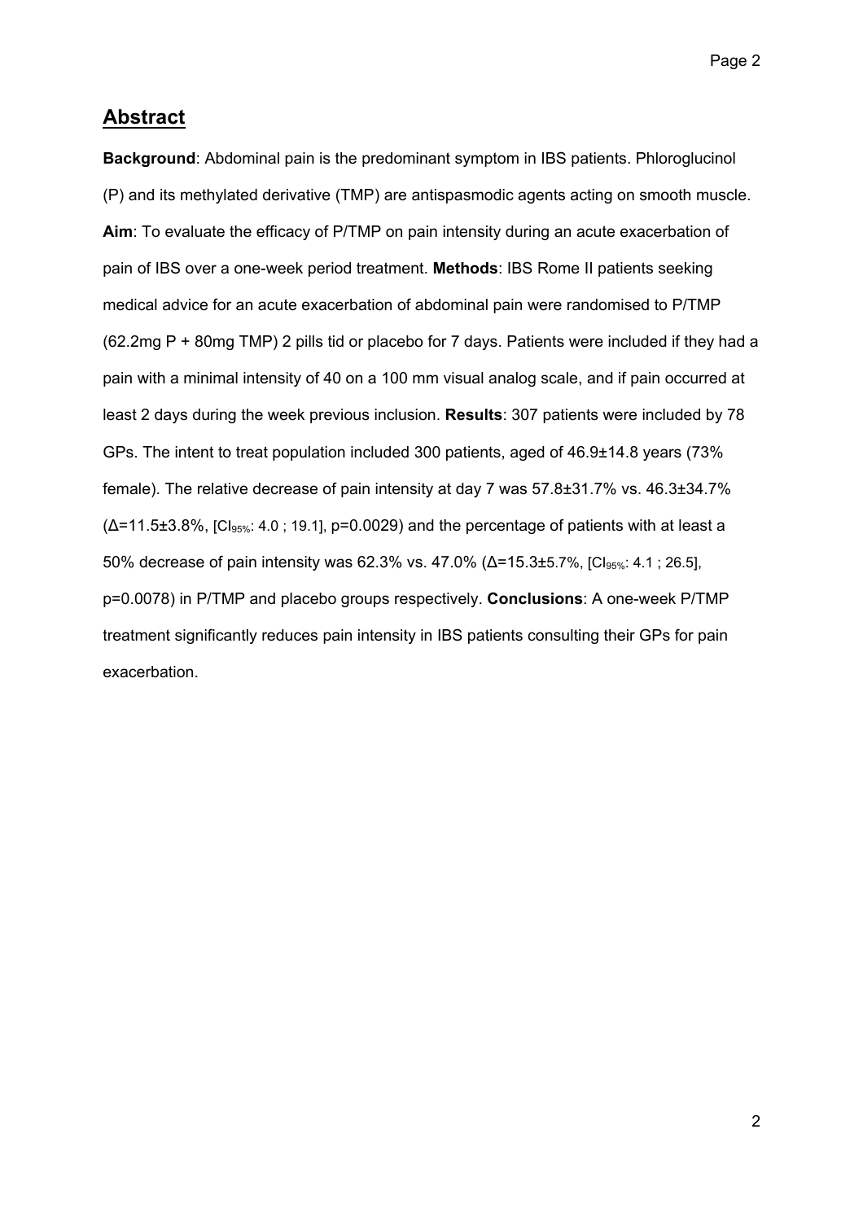## Abstract

**Background**: Abdominal pain is the predominant symptom in IBS patients. Phloroglucinol (P) and its methylated derivative (TMP) are antispasmodic agents acting on smooth muscle. **Aim**: To evaluate the efficacy of P/TMP on pain intensity during an acute exacerbation of pain of IBS over a one-week period treatment. **Methods**: IBS Rome II patients seeking medical advice for an acute exacerbation of abdominal pain were randomised to P/TMP (62.2mg P + 80mg TMP) 2 pills tid or placebo for 7 days. Patients were included if they had a pain with a minimal intensity of 40 on a 100 mm visual analog scale, and if pain occurred at least 2 days during the week previous inclusion. **Results**: 307 patients were included by 78 GPs. The intent to treat population included 300 patients, aged of 46.9±14.8 years (73% female). The relative decrease of pain intensity at day 7 was 57.8±31.7% vs. 46.3±34.7% (Δ=11.5±3.8%, [$CI_{95\%}$: 4.0 ; 19.1], p=0.0029) and the percentage of patients with at least a 50% decrease of pain intensity was 62.3% vs. 47.0% (Δ=15.3±5.7%, [$CI_{95\%}$: 4.1 ; 26.5], p=0.0078) in P/TMP and placebo groups respectively. **Conclusions**: A one-week P/TMP treatment significantly reduces pain intensity in IBS patients consulting their GPs for pain exacerbation.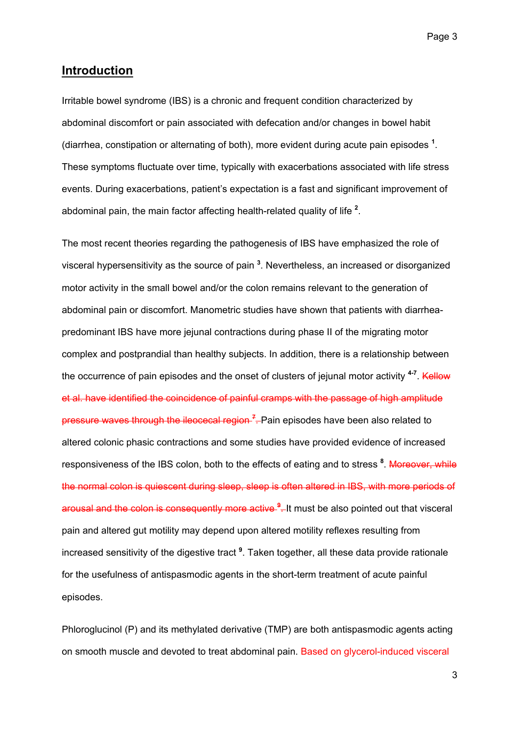## Introduction

Irritable bowel syndrome (IBS) is a chronic and frequent condition characterized by abdominal discomfort or pain associated with defecation and/or changes in bowel habit (diarrhea, constipation or alternating of both), more evident during acute pain episodes [1]. These symptoms fluctuate over time, typically with exacerbations associated with life stress events. During exacerbations, patient's expectation is a fast and significant improvement of abdominal pain, the main factor affecting health-related quality of life [2].

The most recent theories regarding the pathogenesis of IBS have emphasized the role of visceral hypersensitivity as the source of pain [3]. Nevertheless, an increased or disorganized motor activity in the small bowel and/or the colon remains relevant to the generation of abdominal pain or discomfort. Manometric studies have shown that patients with diarrhea-predominant IBS have more jejunal contractions during phase II of the migrating motor complex and postprandial than healthy subjects. In addition, there is a relationship between the occurrence of pain episodes and the onset of clusters of jejunal motor activity [4-7]. ~~Kellow et al. have identified the coincidence of painful cramps with the passage of high amplitude pressure waves through the ileocecal region [7].~~ Pain episodes have been also related to altered colonic phasic contractions and some studies have provided evidence of increased responsiveness of the IBS colon, both to the effects of eating and to stress [8]. ~~Moreover, while the normal colon is quiescent during sleep, sleep is often altered in IBS, with more periods of arousal and the colon is consequently more active [9].~~ It must be also pointed out that visceral pain and altered gut motility may depend upon altered motility reflexes resulting from increased sensitivity of the digestive tract [9]. Taken together, all these data provide rationale for the usefulness of antispasmodic agents in the short-term treatment of acute painful episodes.

Phloroglucinol (P) and its methylated derivative (TMP) are both antispasmodic agents acting on smooth muscle and devoted to treat abdominal pain. Based on glycerol-induced visceral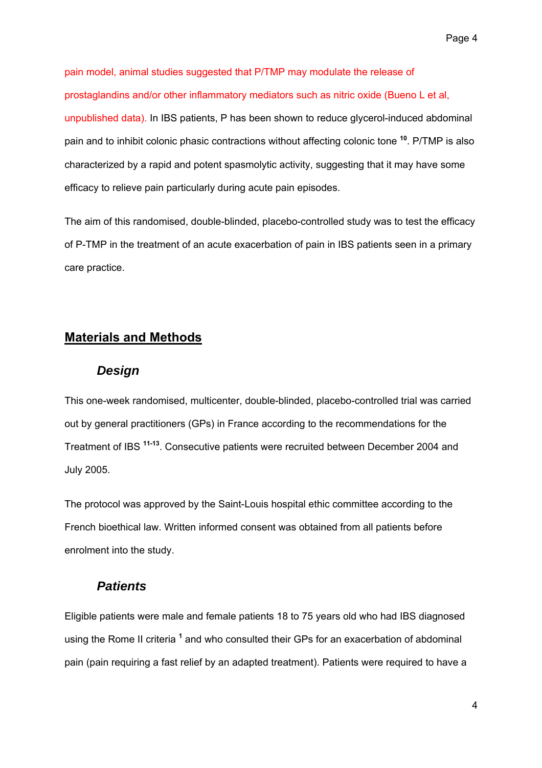pain model, animal studies suggested that P/TMP may modulate the release of prostaglandins and/or other inflammatory mediators such as nitric oxide (Bueno L et al, unpublished data). In IBS patients, P has been shown to reduce glycerol-induced abdominal pain and to inhibit colonic phasic contractions without affecting colonic tone [10]. P/TMP is also characterized by a rapid and potent spasmolytic activity, suggesting that it may have some efficacy to relieve pain particularly during acute pain episodes.

The aim of this randomised, double-blinded, placebo-controlled study was to test the efficacy of P-TMP in the treatment of an acute exacerbation of pain in IBS patients seen in a primary care practice.

## Materials and Methods

### *Design*

This one-week randomised, multicenter, double-blinded, placebo-controlled trial was carried out by general practitioners (GPs) in France according to the recommendations for the Treatment of IBS [11-13]. Consecutive patients were recruited between December 2004 and July 2005.

The protocol was approved by the Saint-Louis hospital ethic committee according to the French bioethical law. Written informed consent was obtained from all patients before enrolment into the study.

### *Patients*

Eligible patients were male and female patients 18 to 75 years old who had IBS diagnosed using the Rome II criteria [1] and who consulted their GPs for an exacerbation of abdominal pain (pain requiring a fast relief by an adapted treatment). Patients were required to have a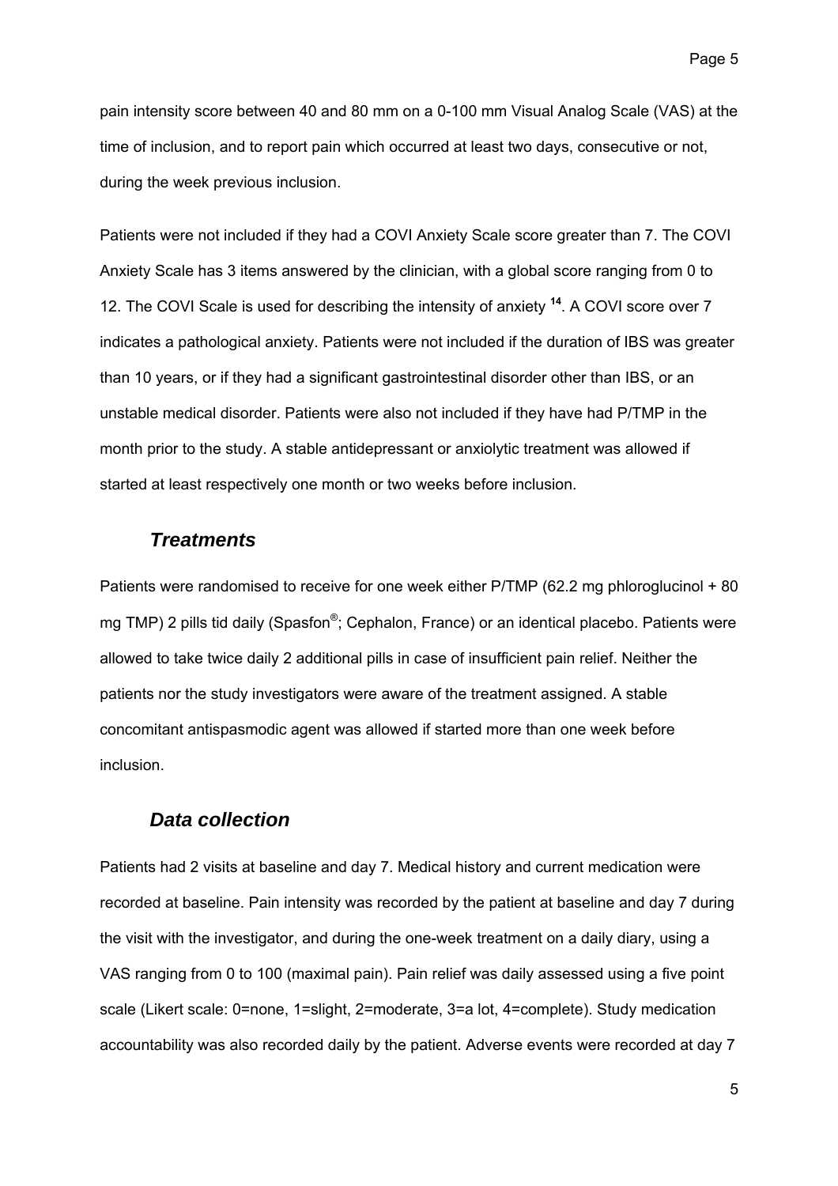pain intensity score between 40 and 80 mm on a 0-100 mm Visual Analog Scale (VAS) at the time of inclusion, and to report pain which occurred at least two days, consecutive or not, during the week previous inclusion.

Patients were not included if they had a COVI Anxiety Scale score greater than 7. The COVI Anxiety Scale has 3 items answered by the clinician, with a global score ranging from 0 to 12. The COVI Scale is used for describing the intensity of anxiety [14]. A COVI score over 7 indicates a pathological anxiety. Patients were not included if the duration of IBS was greater than 10 years, or if they had a significant gastrointestinal disorder other than IBS, or an unstable medical disorder. Patients were also not included if they have had P/TMP in the month prior to the study. A stable antidepressant or anxiolytic treatment was allowed if started at least respectively one month or two weeks before inclusion.

### *Treatments*

Patients were randomised to receive for one week either P/TMP (62.2 mg phloroglucinol + 80 mg TMP) 2 pills tid daily (Spasfon®; Cephalon, France) or an identical placebo. Patients were allowed to take twice daily 2 additional pills in case of insufficient pain relief. Neither the patients nor the study investigators were aware of the treatment assigned. A stable concomitant antispasmodic agent was allowed if started more than one week before inclusion.

### *Data collection*

Patients had 2 visits at baseline and day 7. Medical history and current medication were recorded at baseline. Pain intensity was recorded by the patient at baseline and day 7 during the visit with the investigator, and during the one-week treatment on a daily diary, using a VAS ranging from 0 to 100 (maximal pain). Pain relief was daily assessed using a five point scale (Likert scale: 0=none, 1=slight, 2=moderate, 3=a lot, 4=complete). Study medication accountability was also recorded daily by the patient. Adverse events were recorded at day 7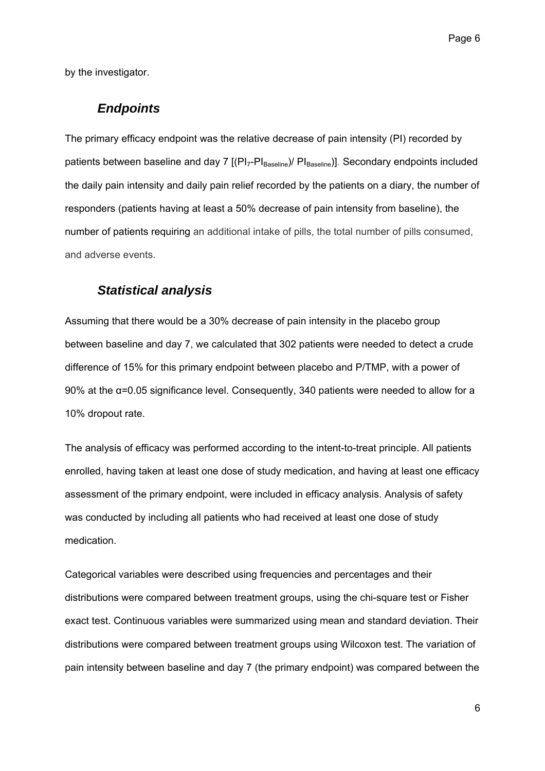by the investigator.

## *Endpoints*

The primary efficacy endpoint was the relative decrease of pain intensity (PI) recorded by patients between baseline and day 7 [$(PI_7 - PI_{Baseline}) / PI_{Baseline}$]. Secondary endpoints included the daily pain intensity and daily pain relief recorded by the patients on a diary, the number of responders (patients having at least a 50% decrease of pain intensity from baseline), the number of patients requiring an additional intake of pills, the total number of pills consumed, and adverse events.

## *Statistical analysis*

Assuming that there would be a 30% decrease of pain intensity in the placebo group between baseline and day 7, we calculated that 302 patients were needed to detect a crude difference of 15% for this primary endpoint between placebo and P/TMP, with a power of 90% at the $\alpha=0.05$ significance level. Consequently, 340 patients were needed to allow for a 10% dropout rate.

The analysis of efficacy was performed according to the intent-to-treat principle. All patients enrolled, having taken at least one dose of study medication, and having at least one efficacy assessment of the primary endpoint, were included in efficacy analysis. Analysis of safety was conducted by including all patients who had received at least one dose of study medication.

Categorical variables were described using frequencies and percentages and their distributions were compared between treatment groups, using the chi-square test or Fisher exact test. Continuous variables were summarized using mean and standard deviation. Their distributions were compared between treatment groups using Wilcoxon test. The variation of pain intensity between baseline and day 7 (the primary endpoint) was compared between the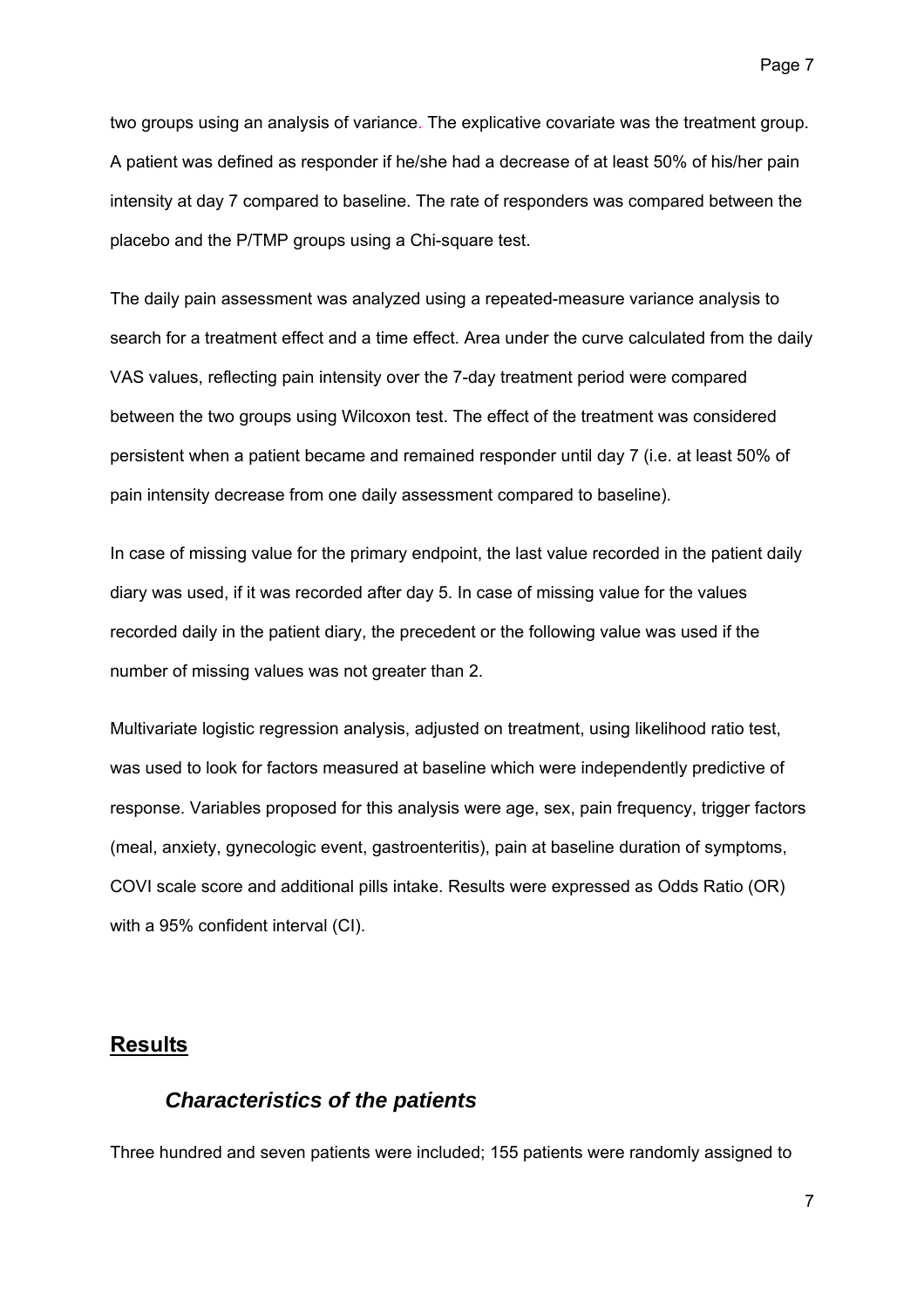two groups using an analysis of variance. The explicative covariate was the treatment group. A patient was defined as responder if he/she had a decrease of at least 50% of his/her pain intensity at day 7 compared to baseline. The rate of responders was compared between the placebo and the P/TMP groups using a Chi-square test.

The daily pain assessment was analyzed using a repeated-measure variance analysis to search for a treatment effect and a time effect. Area under the curve calculated from the daily VAS values, reflecting pain intensity over the 7-day treatment period were compared between the two groups using Wilcoxon test. The effect of the treatment was considered persistent when a patient became and remained responder until day 7 (i.e. at least 50% of pain intensity decrease from one daily assessment compared to baseline).

In case of missing value for the primary endpoint, the last value recorded in the patient daily diary was used, if it was recorded after day 5. In case of missing value for the values recorded daily in the patient diary, the precedent or the following value was used if the number of missing values was not greater than 2.

Multivariate logistic regression analysis, adjusted on treatment, using likelihood ratio test, was used to look for factors measured at baseline which were independently predictive of response. Variables proposed for this analysis were age, sex, pain frequency, trigger factors (meal, anxiety, gynecologic event, gastroenteritis), pain at baseline duration of symptoms, COVI scale score and additional pills intake. Results were expressed as Odds Ratio (OR) with a 95% confident interval (CI).

## Results

### *Characteristics of the patients*

Three hundred and seven patients were included; 155 patients were randomly assigned to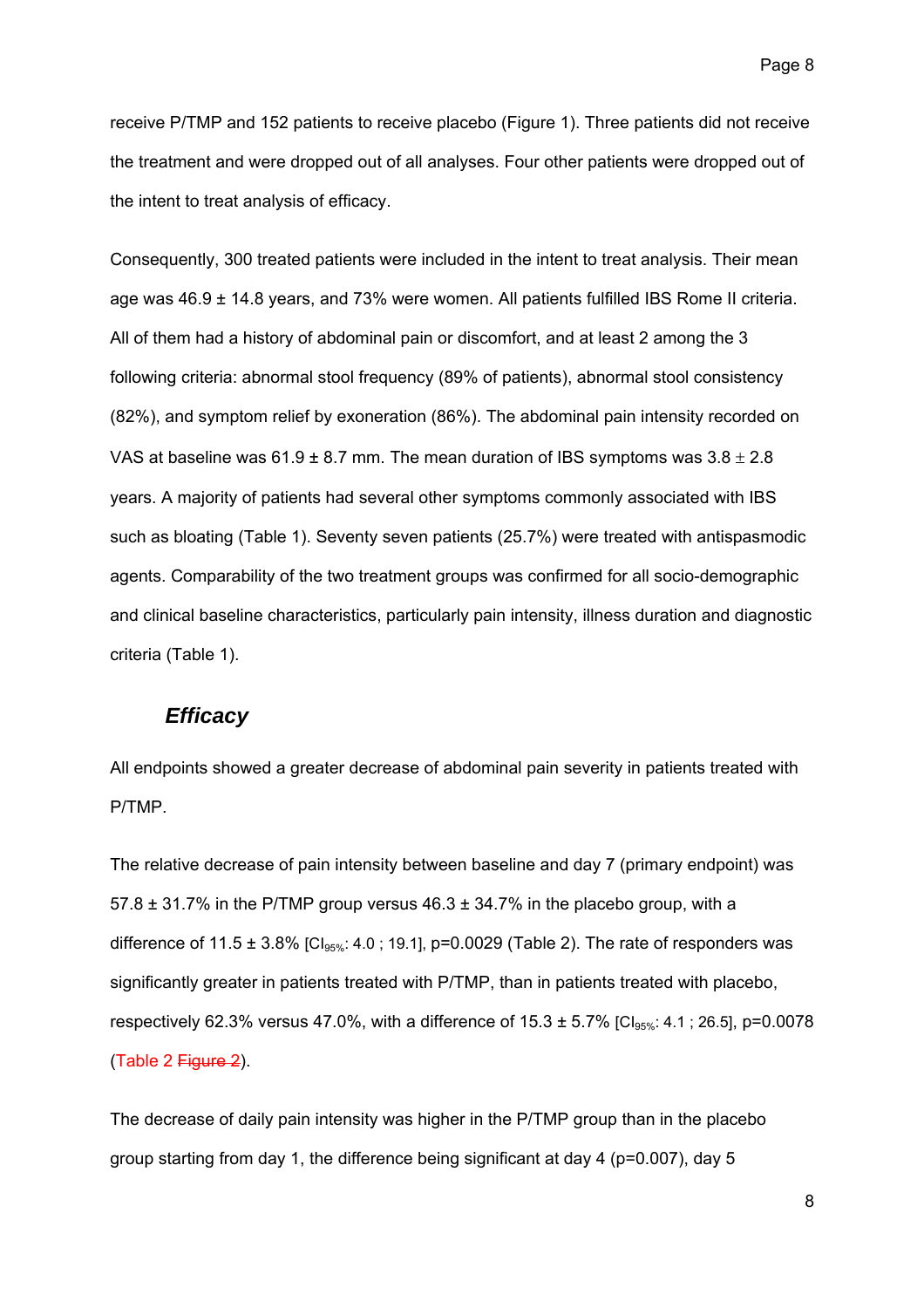receive P/TMP and 152 patients to receive placebo (Figure 1). Three patients did not receive the treatment and were dropped out of all analyses. Four other patients were dropped out of the intent to treat analysis of efficacy.

Consequently, 300 treated patients were included in the intent to treat analysis. Their mean age was 46.9 ± 14.8 years, and 73% were women. All patients fulfilled IBS Rome II criteria. All of them had a history of abdominal pain or discomfort, and at least 2 among the 3 following criteria: abnormal stool frequency (89% of patients), abnormal stool consistency (82%), and symptom relief by exoneration (86%). The abdominal pain intensity recorded on VAS at baseline was 61.9 ± 8.7 mm. The mean duration of IBS symptoms was 3.8 ± 2.8 years. A majority of patients had several other symptoms commonly associated with IBS such as bloating (Table 1). Seventy seven patients (25.7%) were treated with antispasmodic agents. Comparability of the two treatment groups was confirmed for all socio-demographic and clinical baseline characteristics, particularly pain intensity, illness duration and diagnostic criteria (Table 1).

## *Efficacy*

All endpoints showed a greater decrease of abdominal pain severity in patients treated with P/TMP.

The relative decrease of pain intensity between baseline and day 7 (primary endpoint) was 57.8 ± 31.7% in the P/TMP group versus 46.3 ± 34.7% in the placebo group, with a difference of 11.5 ± 3.8% [$CI_{95\%}$: 4.0 ; 19.1], p=0.0029 (Table 2). The rate of responders was significantly greater in patients treated with P/TMP, than in patients treated with placebo, respectively 62.3% versus 47.0%, with a difference of 15.3 ± 5.7% [$CI_{95\%}$: 4.1 ; 26.5], p=0.0078 (Table 2 ~~Figure 2~~).

The decrease of daily pain intensity was higher in the P/TMP group than in the placebo group starting from day 1, the difference being significant at day 4 (p=0.007), day 5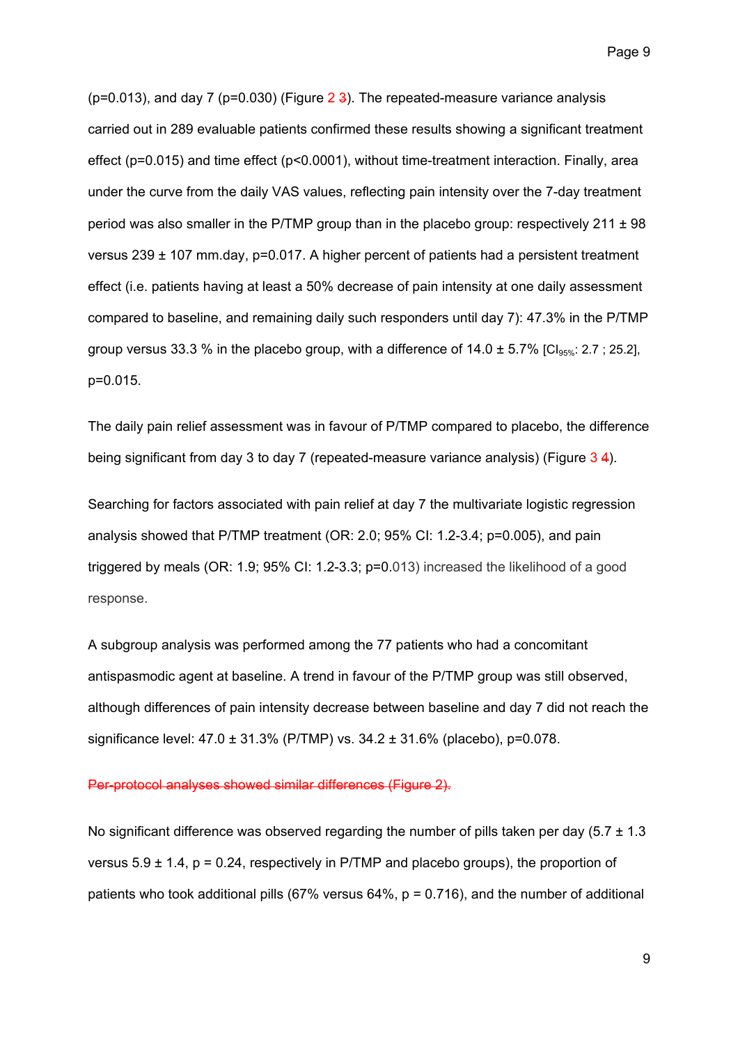(p=0.013), and day 7 (p=0.030) (Figure 2 ~~3~~). The repeated-measure variance analysis carried out in 289 evaluable patients confirmed these results showing a significant treatment effect (p=0.015) and time effect (p<0.0001), without time-treatment interaction. Finally, area under the curve from the daily VAS values, reflecting pain intensity over the 7-day treatment period was also smaller in the P/TMP group than in the placebo group: respectively 211 ± 98 versus 239 ± 107 mm.day, p=0.017. A higher percent of patients had a persistent treatment effect (i.e. patients having at least a 50% decrease of pain intensity at one daily assessment compared to baseline, and remaining daily such responders until day 7): 47.3% in the P/TMP group versus 33.3 % in the placebo group, with a difference of 14.0 ± 5.7% [$CI_{95\%}$: 2.7 ; 25.2], p=0.015.

The daily pain relief assessment was in favour of P/TMP compared to placebo, the difference being significant from day 3 to day 7 (repeated-measure variance analysis) (Figure 3 ~~4~~).

Searching for factors associated with pain relief at day 7 the multivariate logistic regression analysis showed that P/TMP treatment (OR: 2.0; 95% CI: 1.2-3.4; p=0.005), and pain triggered by meals (OR: 1.9; 95% CI: 1.2-3.3; p=0.013) increased the likelihood of a good response.

A subgroup analysis was performed among the 77 patients who had a concomitant antispasmodic agent at baseline. A trend in favour of the P/TMP group was still observed, although differences of pain intensity decrease between baseline and day 7 did not reach the significance level: 47.0 ± 31.3% (P/TMP) vs. 34.2 ± 31.6% (placebo), p=0.078.

~~Per-protocol analyses showed similar differences (Figure 2).~~

No significant difference was observed regarding the number of pills taken per day (5.7 ± 1.3 versus 5.9 ± 1.4, p = 0.24, respectively in P/TMP and placebo groups), the proportion of patients who took additional pills (67% versus 64%, p = 0.716), and the number of additional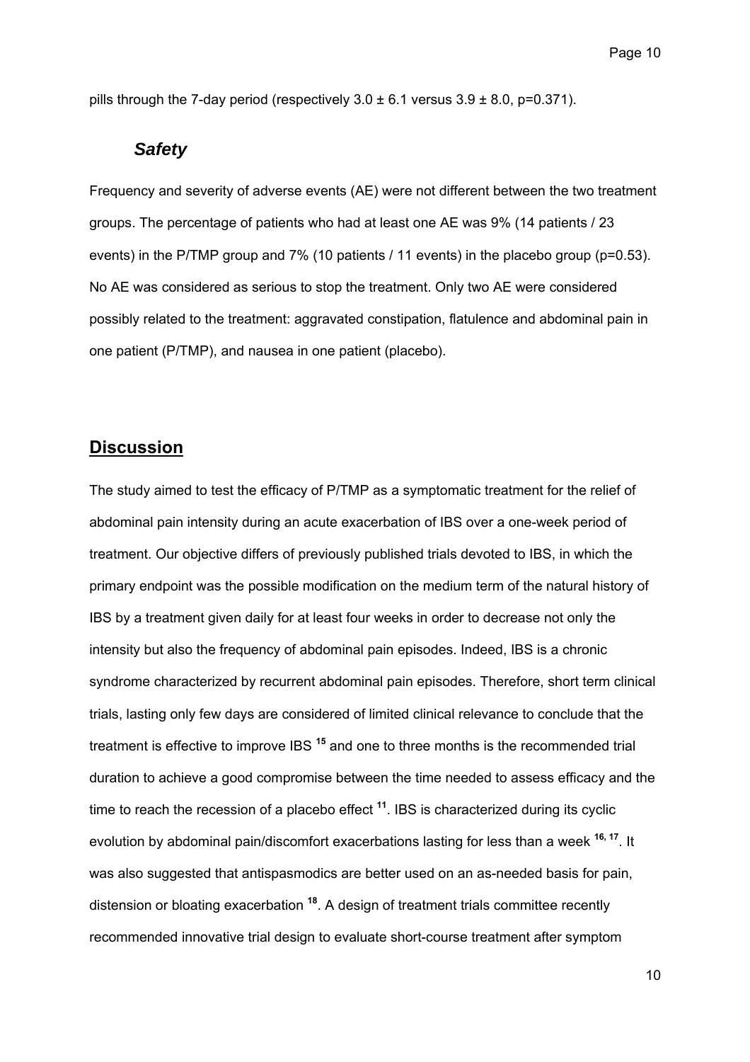pills through the 7-day period (respectively $3.0 \pm 6.1$ versus $3.9 \pm 8.0$, p=0.371).

### *Safety*

Frequency and severity of adverse events (AE) were not different between the two treatment groups. The percentage of patients who had at least one AE was 9% (14 patients / 23 events) in the P/TMP group and 7% (10 patients / 11 events) in the placebo group (p=0.53). No AE was considered as serious to stop the treatment. Only two AE were considered possibly related to the treatment: aggravated constipation, flatulence and abdominal pain in one patient (P/TMP), and nausea in one patient (placebo).

## Discussion

The study aimed to test the efficacy of P/TMP as a symptomatic treatment for the relief of abdominal pain intensity during an acute exacerbation of IBS over a one-week period of treatment. Our objective differs of previously published trials devoted to IBS, in which the primary endpoint was the possible modification on the medium term of the natural history of IBS by a treatment given daily for at least four weeks in order to decrease not only the intensity but also the frequency of abdominal pain episodes. Indeed, IBS is a chronic syndrome characterized by recurrent abdominal pain episodes. Therefore, short term clinical trials, lasting only few days are considered of limited clinical relevance to conclude that the treatment is effective to improve IBS [15] and one to three months is the recommended trial duration to achieve a good compromise between the time needed to assess efficacy and the time to reach the recession of a placebo effect [11]. IBS is characterized during its cyclic evolution by abdominal pain/discomfort exacerbations lasting for less than a week [16, 17]. It was also suggested that antispasmodics are better used on an as-needed basis for pain, distension or bloating exacerbation [18]. A design of treatment trials committee recently recommended innovative trial design to evaluate short-course treatment after symptom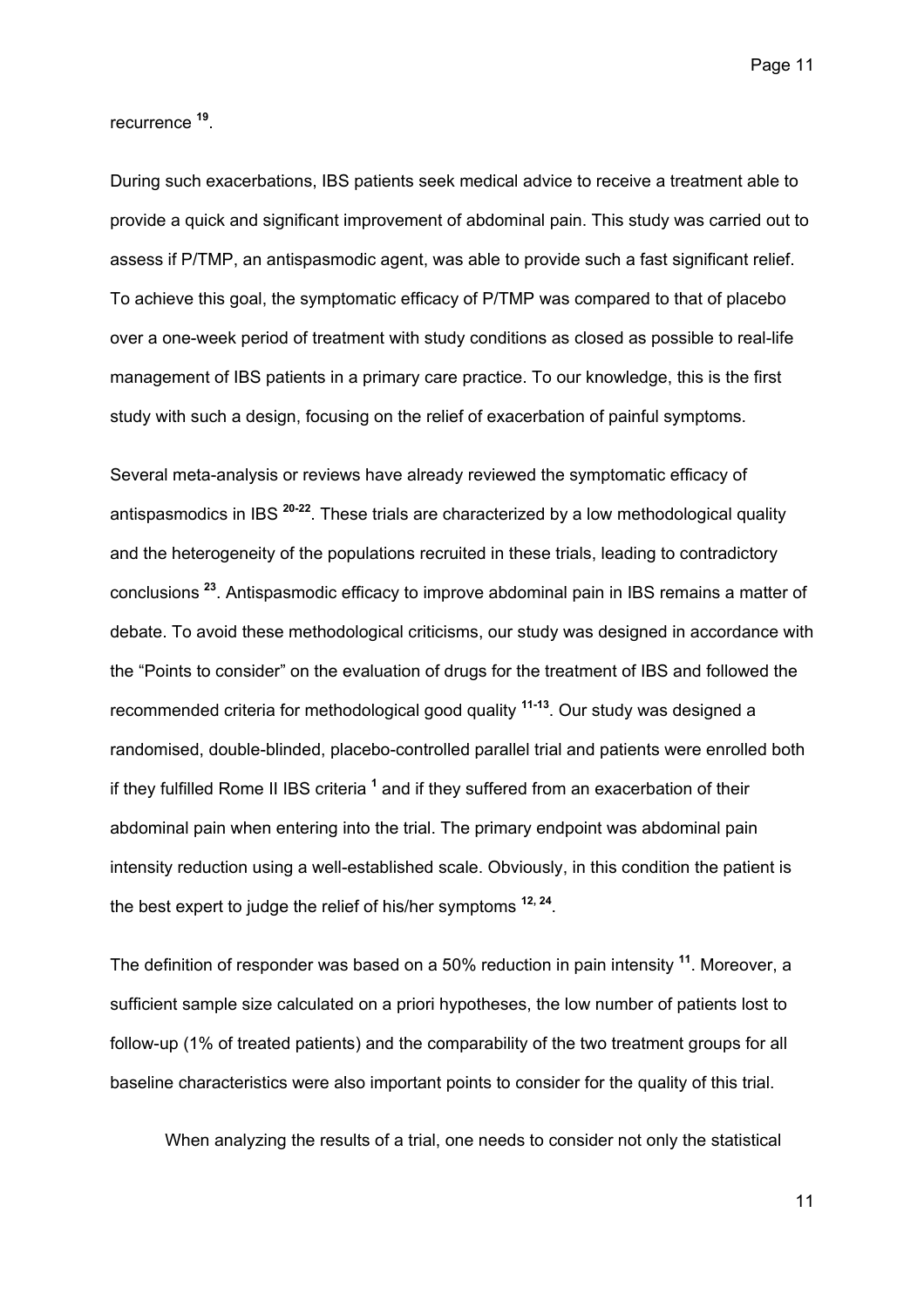recurrence [19].

During such exacerbations, IBS patients seek medical advice to receive a treatment able to provide a quick and significant improvement of abdominal pain. This study was carried out to assess if P/TMP, an antispasmodic agent, was able to provide such a fast significant relief. To achieve this goal, the symptomatic efficacy of P/TMP was compared to that of placebo over a one-week period of treatment with study conditions as closed as possible to real-life management of IBS patients in a primary care practice. To our knowledge, this is the first study with such a design, focusing on the relief of exacerbation of painful symptoms.

Several meta-analysis or reviews have already reviewed the symptomatic efficacy of antispasmodics in IBS [20-22]. These trials are characterized by a low methodological quality and the heterogeneity of the populations recruited in these trials, leading to contradictory conclusions [23]. Antispasmodic efficacy to improve abdominal pain in IBS remains a matter of debate. To avoid these methodological criticisms, our study was designed in accordance with the "Points to consider" on the evaluation of drugs for the treatment of IBS and followed the recommended criteria for methodological good quality [11-13]. Our study was designed a randomised, double-blinded, placebo-controlled parallel trial and patients were enrolled both if they fulfilled Rome II IBS criteria [1] and if they suffered from an exacerbation of their abdominal pain when entering into the trial. The primary endpoint was abdominal pain intensity reduction using a well-established scale. Obviously, in this condition the patient is the best expert to judge the relief of his/her symptoms [12, 24].

The definition of responder was based on a 50% reduction in pain intensity [11]. Moreover, a sufficient sample size calculated on a priori hypotheses, the low number of patients lost to follow-up (1% of treated patients) and the comparability of the two treatment groups for all baseline characteristics were also important points to consider for the quality of this trial.

When analyzing the results of a trial, one needs to consider not only the statistical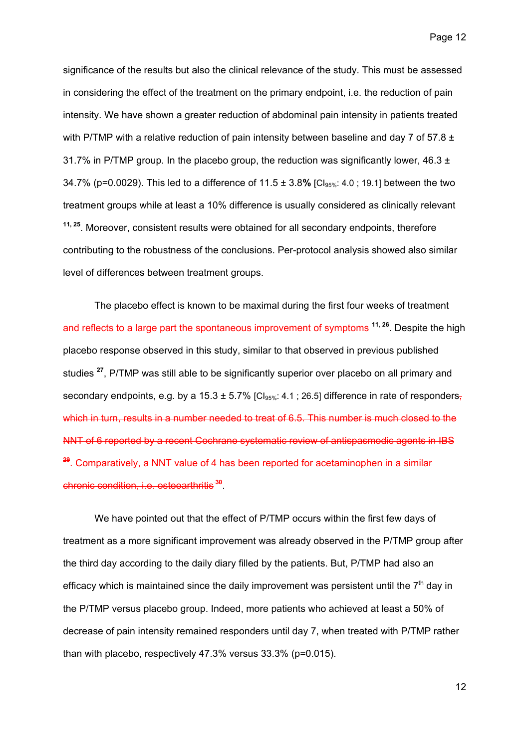significance of the results but also the clinical relevance of the study. This must be assessed in considering the effect of the treatment on the primary endpoint, i.e. the reduction of pain intensity. We have shown a greater reduction of abdominal pain intensity in patients treated with P/TMP with a relative reduction of pain intensity between baseline and day 7 of 57.8 ± 31.7% in P/TMP group. In the placebo group, the reduction was significantly lower, 46.3 ± 34.7% (p=0.0029). This led to a difference of 11.5 ± 3.8**%** [$CI_{95\%}$: 4.0 ; 19.1] between the two treatment groups while at least a 10% difference is usually considered as clinically relevant [11, 25]. Moreover, consistent results were obtained for all secondary endpoints, therefore contributing to the robustness of the conclusions. Per-protocol analysis showed also similar level of differences between treatment groups.

The placebo effect is known to be maximal during the first four weeks of treatment and reflects to a large part the spontaneous improvement of symptoms [11, 26]. Despite the high placebo response observed in this study, similar to that observed in previous published studies [27], P/TMP was still able to be significantly superior over placebo on all primary and secondary endpoints, e.g. by a 15.3 ± 5.7% [$CI_{95\%}$: 4.1 ; 26.5] difference in rate of responders~~, which in turn, results in a number needed to treat of 6.5. This number is much closed to the NNT of 6 reported by a recent Cochrane systematic review of antispasmodic agents in IBS [29]. Comparatively, a NNT value of 4 has been reported for acetaminophen in a similar chronic condition, i.e. osteoarthritis [30]~~.

We have pointed out that the effect of P/TMP occurs within the first few days of treatment as a more significant improvement was already observed in the P/TMP group after the third day according to the daily diary filled by the patients. But, P/TMP had also an efficacy which is maintained since the daily improvement was persistent until the 7th day in the P/TMP versus placebo group. Indeed, more patients who achieved at least a 50% of decrease of pain intensity remained responders until day 7, when treated with P/TMP rather than with placebo, respectively 47.3% versus 33.3% (p=0.015).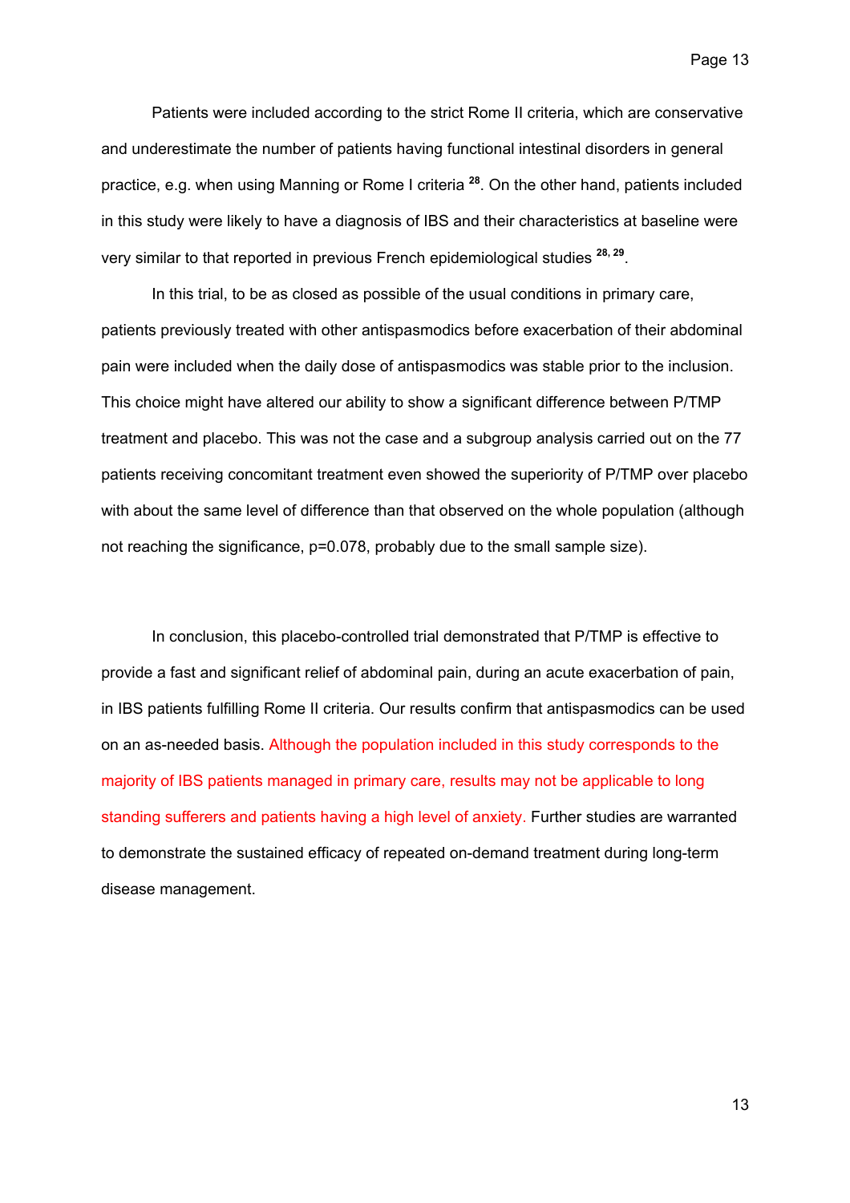Patients were included according to the strict Rome II criteria, which are conservative and underestimate the number of patients having functional intestinal disorders in general practice, e.g. when using Manning or Rome I criteria [28]. On the other hand, patients included in this study were likely to have a diagnosis of IBS and their characteristics at baseline were very similar to that reported in previous French epidemiological studies [28, 29].

In this trial, to be as closed as possible of the usual conditions in primary care, patients previously treated with other antispasmodics before exacerbation of their abdominal pain were included when the daily dose of antispasmodics was stable prior to the inclusion. This choice might have altered our ability to show a significant difference between P/TMP treatment and placebo. This was not the case and a subgroup analysis carried out on the 77 patients receiving concomitant treatment even showed the superiority of P/TMP over placebo with about the same level of difference than that observed on the whole population (although not reaching the significance, $p=0.078$, probably due to the small sample size).

In conclusion, this placebo-controlled trial demonstrated that P/TMP is effective to provide a fast and significant relief of abdominal pain, during an acute exacerbation of pain, in IBS patients fulfilling Rome II criteria. Our results confirm that antispasmodics can be used on an as-needed basis. Although the population included in this study corresponds to the majority of IBS patients managed in primary care, results may not be applicable to long standing sufferers and patients having a high level of anxiety. Further studies are warranted to demonstrate the sustained efficacy of repeated on-demand treatment during long-term disease management.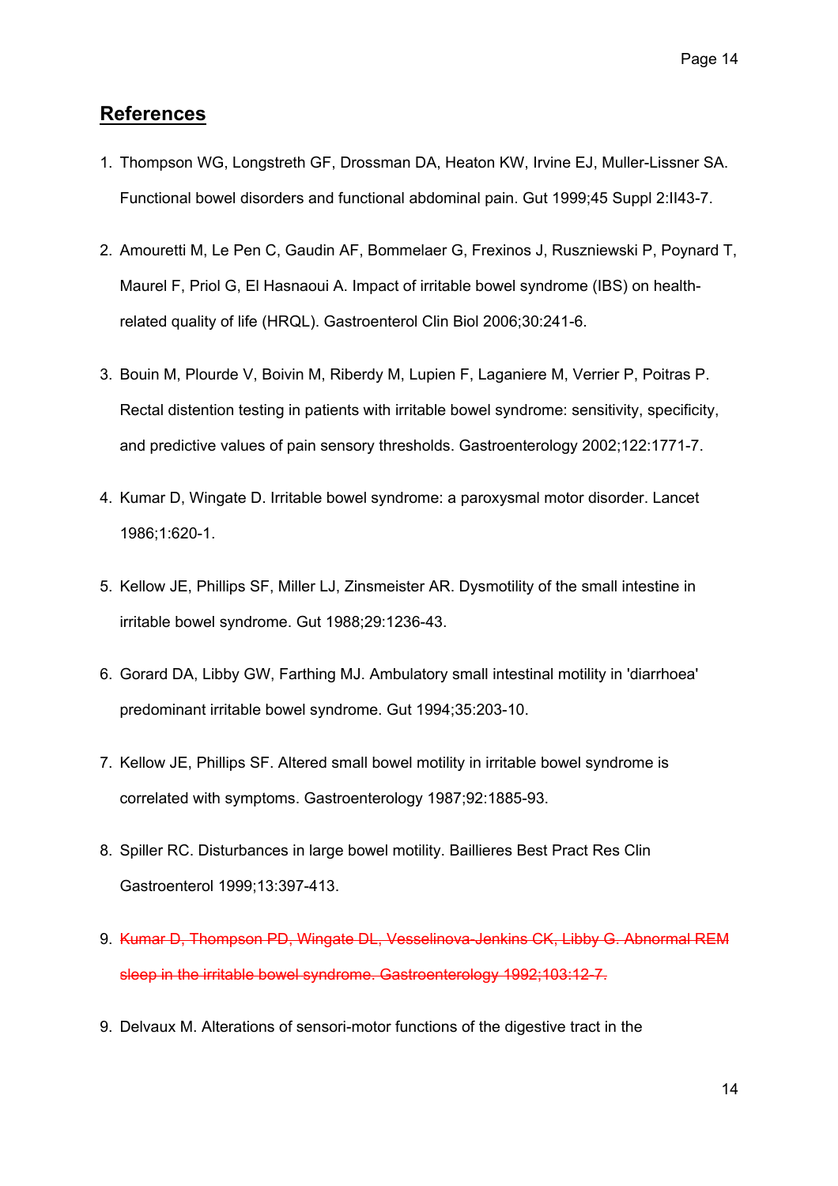## References

1. Thompson WG, Longstreth GF, Drossman DA, Heaton KW, Irvine EJ, Muller-Lissner SA. Functional bowel disorders and functional abdominal pain. Gut 1999;45 Suppl 2:II43-7.

2. Amouretti M, Le Pen C, Gaudin AF, Bommelaer G, Frexinos J, Ruszniewski P, Poynard T, Maurel F, Priol G, El Hasnaoui A. Impact of irritable bowel syndrome (IBS) on health-related quality of life (HRQL). Gastroenterol Clin Biol 2006;30:241-6.

3. Bouin M, Plourde V, Boivin M, Riberdy M, Lupien F, Laganiere M, Verrier P, Poitras P. Rectal distention testing in patients with irritable bowel syndrome: sensitivity, specificity, and predictive values of pain sensory thresholds. Gastroenterology 2002;122:1771-7.

4. Kumar D, Wingate D. Irritable bowel syndrome: a paroxysmal motor disorder. Lancet 1986;1:620-1.

5. Kellow JE, Phillips SF, Miller LJ, Zinsmeister AR. Dysmotility of the small intestine in irritable bowel syndrome. Gut 1988;29:1236-43.

6. Gorard DA, Libby GW, Farthing MJ. Ambulatory small intestinal motility in 'diarrhoea' predominant irritable bowel syndrome. Gut 1994;35:203-10.

7. Kellow JE, Phillips SF. Altered small bowel motility in irritable bowel syndrome is correlated with symptoms. Gastroenterology 1987;92:1885-93.

8. Spiller RC. Disturbances in large bowel motility. Baillieres Best Pract Res Clin Gastroenterol 1999;13:397-413.

9. ~~Kumar D, Thompson PD, Wingate DL, Vesselinova-Jenkins CK, Libby G. Abnormal REM sleep in the irritable bowel syndrome. Gastroenterology 1992;103:12-7.~~

9. Delvaux M. Alterations of sensori-motor functions of the digestive tract in the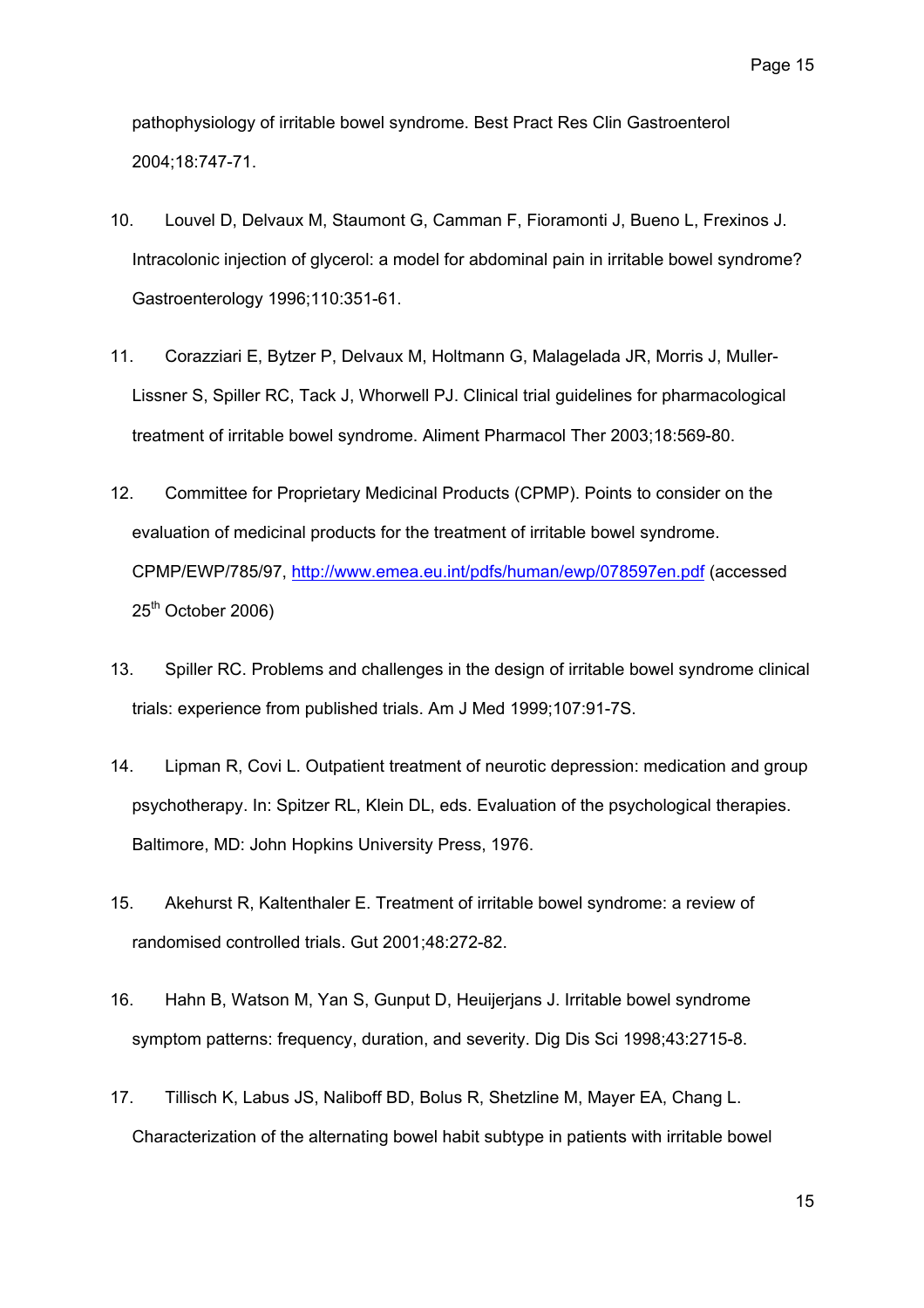pathophysiology of irritable bowel syndrome. Best Pract Res Clin Gastroenterol 2004;18:747-71.

10. Louvel D, Delvaux M, Staumont G, Camman F, Fioramonti J, Bueno L, Frexinos J. Intracolonic injection of glycerol: a model for abdominal pain in irritable bowel syndrome? Gastroenterology 1996;110:351-61.

11. Corazziari E, Bytzer P, Delvaux M, Holtmann G, Malagelada JR, Morris J, Muller-Lissner S, Spiller RC, Tack J, Whorwell PJ. Clinical trial guidelines for pharmacological treatment of irritable bowel syndrome. Aliment Pharmacol Ther 2003;18:569-80.

12. Committee for Proprietary Medicinal Products (CPMP). Points to consider on the evaluation of medicinal products for the treatment of irritable bowel syndrome. CPMP/EWP/785/97, http://www.emea.eu.int/pdfs/human/ewp/078597en.pdf (accessed 25th October 2006)

13. Spiller RC. Problems and challenges in the design of irritable bowel syndrome clinical trials: experience from published trials. Am J Med 1999;107:91-7S.

14. Lipman R, Covi L. Outpatient treatment of neurotic depression: medication and group psychotherapy. In: Spitzer RL, Klein DL, eds. Evaluation of the psychological therapies. Baltimore, MD: John Hopkins University Press, 1976.

15. Akehurst R, Kaltenthaler E. Treatment of irritable bowel syndrome: a review of randomised controlled trials. Gut 2001;48:272-82.

16. Hahn B, Watson M, Yan S, Gunput D, Heuijerjans J. Irritable bowel syndrome symptom patterns: frequency, duration, and severity. Dig Dis Sci 1998;43:2715-8.

17. Tillisch K, Labus JS, Naliboff BD, Bolus R, Shetzline M, Mayer EA, Chang L. Characterization of the alternating bowel habit subtype in patients with irritable bowel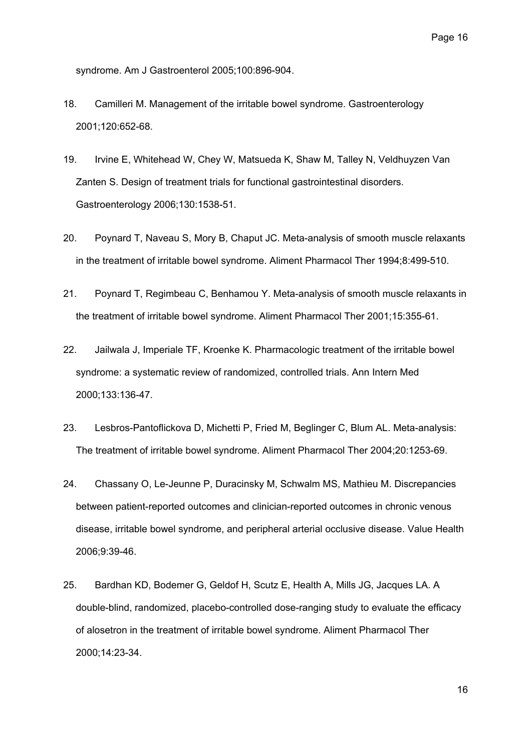syndrome. Am J Gastroenterol 2005;100:896-904.

18. Camilleri M. Management of the irritable bowel syndrome. Gastroenterology 2001;120:652-68.

19. Irvine E, Whitehead W, Chey W, Matsueda K, Shaw M, Talley N, Veldhuyzen Van Zanten S. Design of treatment trials for functional gastrointestinal disorders. Gastroenterology 2006;130:1538-51.

20. Poynard T, Naveau S, Mory B, Chaput JC. Meta-analysis of smooth muscle relaxants in the treatment of irritable bowel syndrome. Aliment Pharmacol Ther 1994;8:499-510.

21. Poynard T, Regimbeau C, Benhamou Y. Meta-analysis of smooth muscle relaxants in the treatment of irritable bowel syndrome. Aliment Pharmacol Ther 2001;15:355-61.

22. Jailwala J, Imperiale TF, Kroenke K. Pharmacologic treatment of the irritable bowel syndrome: a systematic review of randomized, controlled trials. Ann Intern Med 2000;133:136-47.

23. Lesbros-Pantoflickova D, Michetti P, Fried M, Beglinger C, Blum AL. Meta-analysis: The treatment of irritable bowel syndrome. Aliment Pharmacol Ther 2004;20:1253-69.

24. Chassany O, Le-Jeunne P, Duracinsky M, Schwalm MS, Mathieu M. Discrepancies between patient-reported outcomes and clinician-reported outcomes in chronic venous disease, irritable bowel syndrome, and peripheral arterial occlusive disease. Value Health 2006;9:39-46.

25. Bardhan KD, Bodemer G, Geldof H, Scutz E, Health A, Mills JG, Jacques LA. A double-blind, randomized, placebo-controlled dose-ranging study to evaluate the efficacy of alosetron in the treatment of irritable bowel syndrome. Aliment Pharmacol Ther 2000;14:23-34.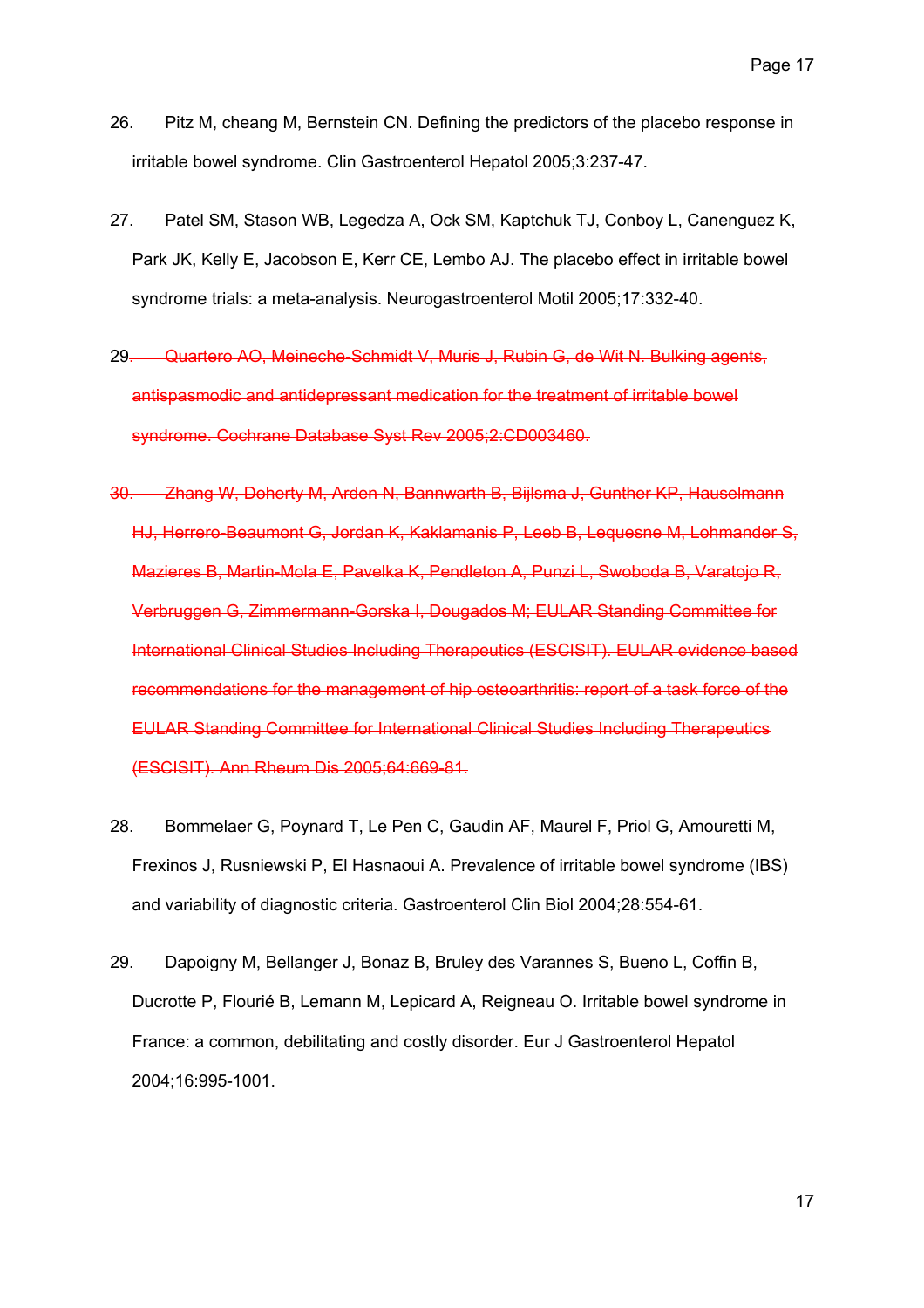26. Pitz M, cheang M, Bernstein CN. Defining the predictors of the placebo response in irritable bowel syndrome. Clin Gastroenterol Hepatol 2005;3:237-47.

27. Patel SM, Stason WB, Legedza A, Ock SM, Kaptchuk TJ, Conboy L, Canenguez K, Park JK, Kelly E, Jacobson E, Kerr CE, Lembo AJ. The placebo effect in irritable bowel syndrome trials: a meta-analysis. Neurogastroenterol Motil 2005;17:332-40.

~~29. Quartero AO, Meineche-Schmidt V, Muris J, Rubin G, de Wit N. Bulking agents, antispasmodic and antidepressant medication for the treatment of irritable bowel syndrome. Cochrane Database Syst Rev 2005;2:CD003460.~~

~~30. Zhang W, Doherty M, Arden N, Bannwarth B, Bijlsma J, Gunther KP, Hauselmann HJ, Herrero-Beaumont G, Jordan K, Kaklamanis P, Leeb B, Lequesne M, Lohmander S, Mazieres B, Martin-Mola E, Pavelka K, Pendleton A, Punzi L, Swoboda B, Varatojo R, Verbruggen G, Zimmermann-Gorska I, Dougados M; EULAR Standing Committee for International Clinical Studies Including Therapeutics (ESCISIT). EULAR evidence based recommendations for the management of hip osteoarthritis: report of a task force of the EULAR Standing Committee for International Clinical Studies Including Therapeutics (ESCISIT). Ann Rheum Dis 2005;64:669-81.~~

28. Bommelaer G, Poynard T, Le Pen C, Gaudin AF, Maurel F, Priol G, Amouretti M, Frexinos J, Rusniewski P, El Hasnaoui A. Prevalence of irritable bowel syndrome (IBS) and variability of diagnostic criteria. Gastroenterol Clin Biol 2004;28:554-61.

29. Dapoigny M, Bellanger J, Bonaz B, Bruley des Varannes S, Bueno L, Coffin B, Ducrotte P, Flourié B, Lemann M, Lepicard A, Reigneau O. Irritable bowel syndrome in France: a common, debilitating and costly disorder. Eur J Gastroenterol Hepatol 2004;16:995-1001.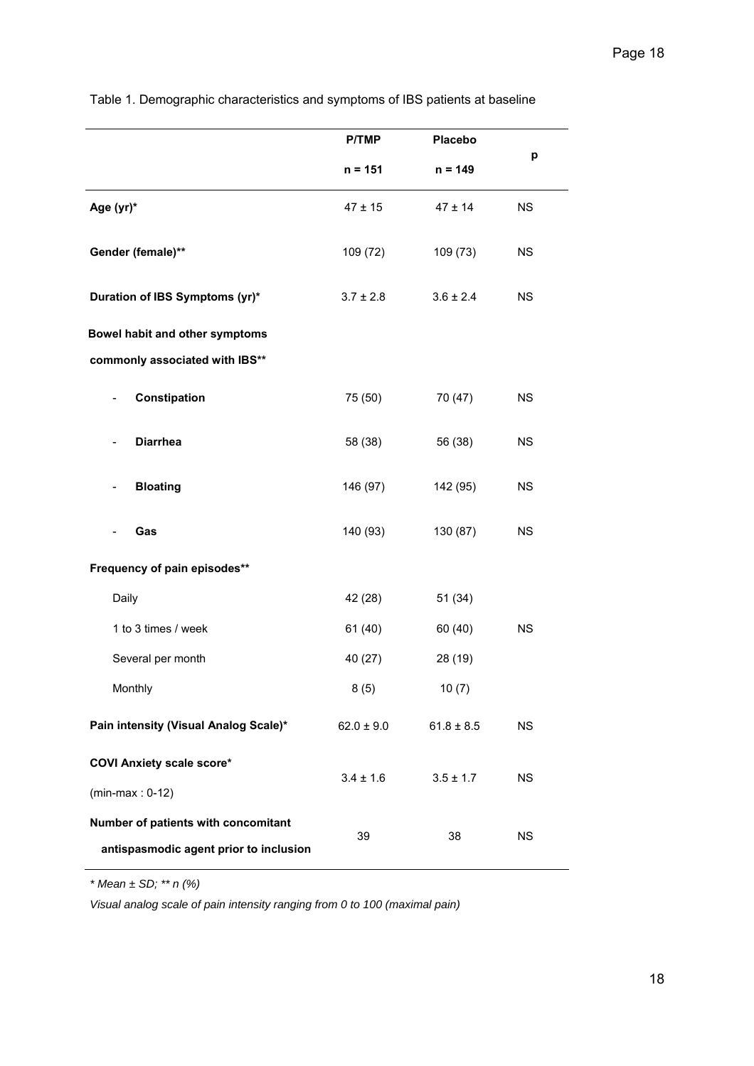Table 1. Demographic characteristics and symptoms of IBS patients at baseline

| | P/TMP n = 151 | Placebo n = 149 | p |
|---|---|---|---|
| **Age (yr)*** | 47 ± 15 | 47 ± 14 | NS |
| **Gender (female)**** | 109 (72) | 109 (73) | NS |
| **Duration of IBS Symptoms (yr)*** | 3.7 ± 2.8 | 3.6 ± 2.4 | NS |
| **Bowel habit and other symptoms commonly associated with IBS**** | | | |
| - **Constipation** | 75 (50) | 70 (47) | NS |
| - **Diarrhea** | 58 (38) | 56 (38) | NS |
| - **Bloating** | 146 (97) | 142 (95) | NS |
| - **Gas** | 140 (93) | 130 (87) | NS |
| **Frequency of pain episodes**** | | | |
| Daily | 42 (28) | 51 (34) | |
| 1 to 3 times / week | 61 (40) | 60 (40) | NS |
| Several per month | 40 (27) | 28 (19) | |
| Monthly | 8 (5) | 10 (7) | |
| **Pain intensity (Visual Analog Scale)*** | 62.0 ± 9.0 | 61.8 ± 8.5 | NS |
| **COVI Anxiety scale score*** (min-max : 0-12) | 3.4 ± 1.6 | 3.5 ± 1.7 | NS |
| **Number of patients with concomitant antispasmodic agent prior to inclusion** | 39 | 38 | NS |

*\* Mean ± SD; \*\* n (%)*

*Visual analog scale of pain intensity ranging from 0 to 100 (maximal pain)*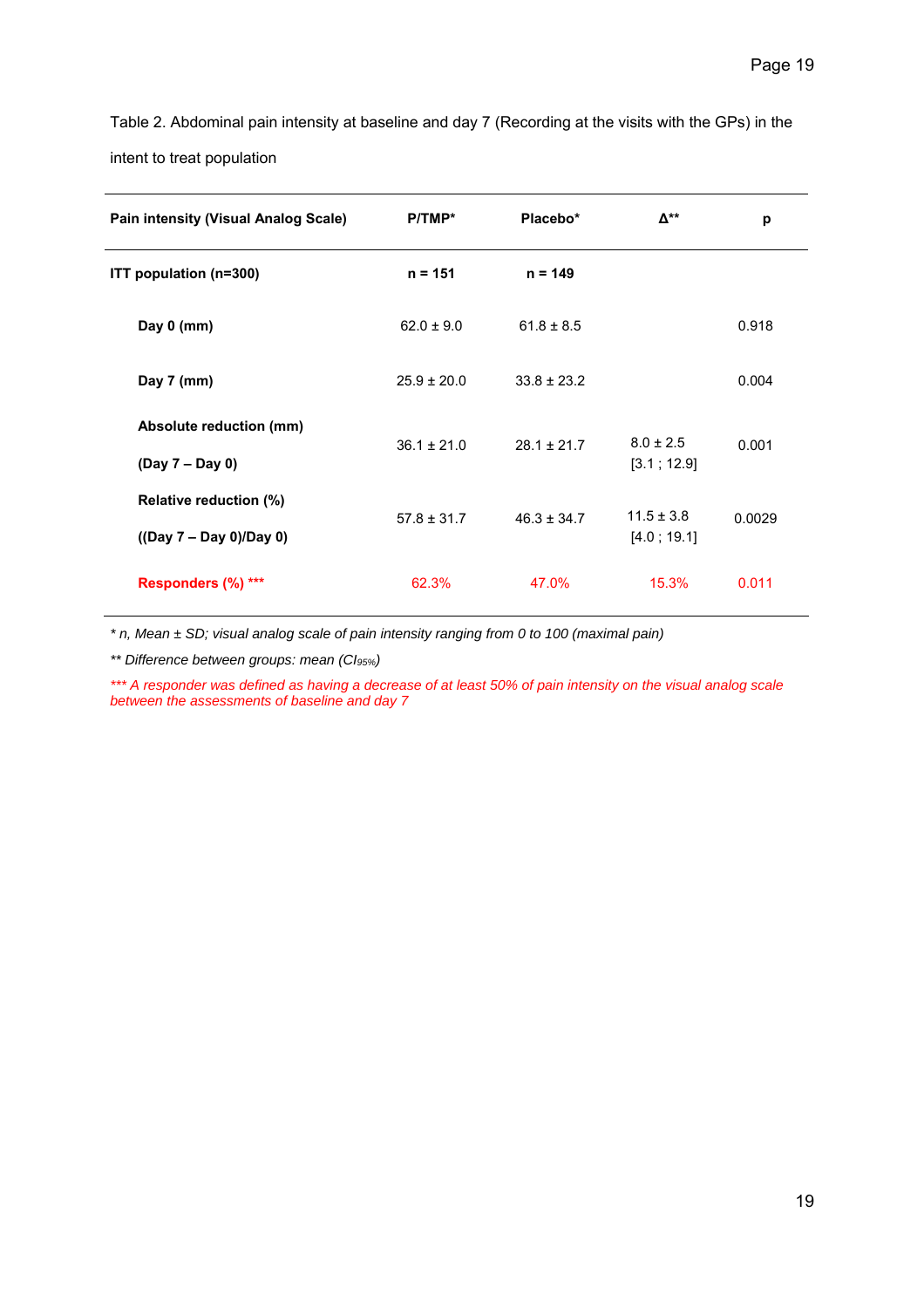Table 2. Abdominal pain intensity at baseline and day 7 (Recording at the visits with the GPs) in the intent to treat population

| Pain intensity (Visual Analog Scale) | P/TMP* | Placebo* | Δ** | p |
|---|---|---|---|---|
| **ITT population (n=300)** | **n = 151** | **n = 149** | | |
| **Day 0 (mm)** | 62.0 ± 9.0 | 61.8 ± 8.5 | | 0.918 |
| **Day 7 (mm)** | 25.9 ± 20.0 | 33.8 ± 23.2 | | 0.004 |
| **Absolute reduction (mm) (Day 7 – Day 0)** | 36.1 ± 21.0 | 28.1 ± 21.7 | 8.0 ± 2.5 [3.1 ; 12.9] | 0.001 |
| **Relative reduction (%) ((Day 7 – Day 0)/Day 0)** | 57.8 ± 31.7 | 46.3 ± 34.7 | 11.5 ± 3.8 [4.0 ; 19.1] | 0.0029 |
| **Responders (%) *** | 62.3% | 47.0% | 15.3% | 0.011 |

*\* n, Mean ± SD; visual analog scale of pain intensity ranging from 0 to 100 (maximal pain)*

*\*\* Difference between groups: mean ($CI_{95\%}$)*

*\*\*\* A responder was defined as having a decrease of at least 50% of pain intensity on the visual analog scale between the assessments of baseline and day 7*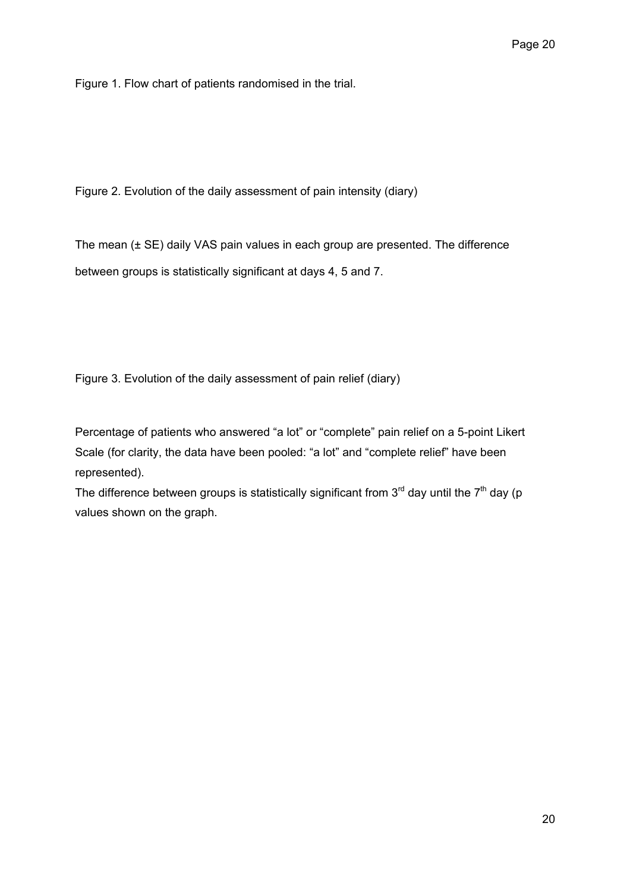Figure 1. Flow chart of patients randomised in the trial.

Figure 2. Evolution of the daily assessment of pain intensity (diary)

The mean (± SE) daily VAS pain values in each group are presented. The difference between groups is statistically significant at days 4, 5 and 7.

Figure 3. Evolution of the daily assessment of pain relief (diary)

Percentage of patients who answered "a lot" or "complete" pain relief on a 5-point Likert Scale (for clarity, the data have been pooled: "a lot" and "complete relief" have been represented).

The difference between groups is statistically significant from 3rd day until the 7th day (p values shown on the graph.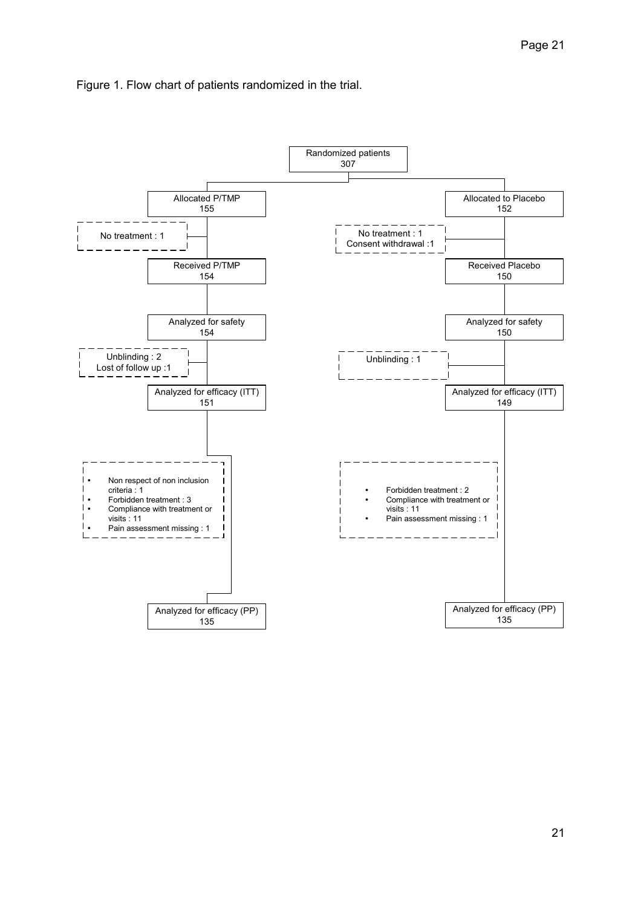Figure 1. Flow chart of patients randomized in the trial.

Randomized patients
307

**P/TMP arm**

- Allocated P/TMP: 155
  - No treatment : 1
- Received P/TMP: 154
- Analyzed for safety: 154
  - Unblinding : 2
  - Lost of follow up :1
- Analyzed for efficacy (ITT): 151
  - Non respect of non inclusion criteria : 1
  - Forbidden treatment : 3
  - Compliance with treatment or visits : 11
  - Pain assessment missing : 1
- Analyzed for efficacy (PP): 135

**Placebo arm**

- Allocated to Placebo: 152
  - No treatment : 1
  - Consent withdrawal :1
- Received Placebo: 150
- Analyzed for safety: 150
  - Unblinding : 1
- Analyzed for efficacy (ITT): 149
  - Forbidden treatment : 2
  - Compliance with treatment or visits : 11
  - Pain assessment missing : 1
- Analyzed for efficacy (PP): 135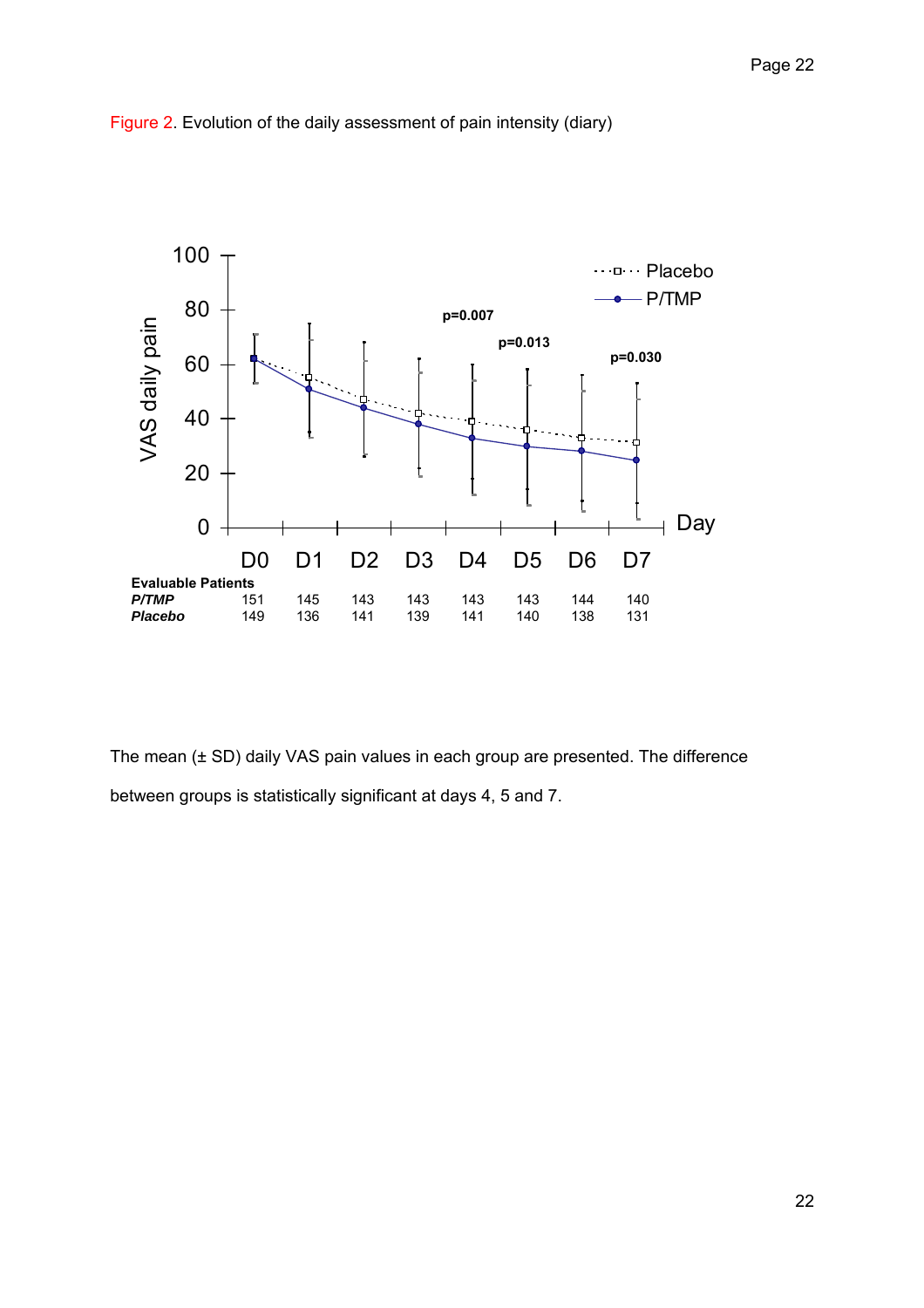Figure 2. Evolution of the daily assessment of pain intensity (diary)

| Evaluable Patients | D0 | D1 | D2 | D3 | D4 | D5 | D6 | D7 |
|---|---|---|---|---|---|---|---|---|
| *P/TMP* | 151 | 145 | 143 | 143 | 143 | 143 | 144 | 140 |
| *Placebo* | 149 | 136 | 141 | 139 | 141 | 140 | 138 | 131 |

The mean (± SD) daily VAS pain values in each group are presented. The difference between groups is statistically significant at days 4, 5 and 7.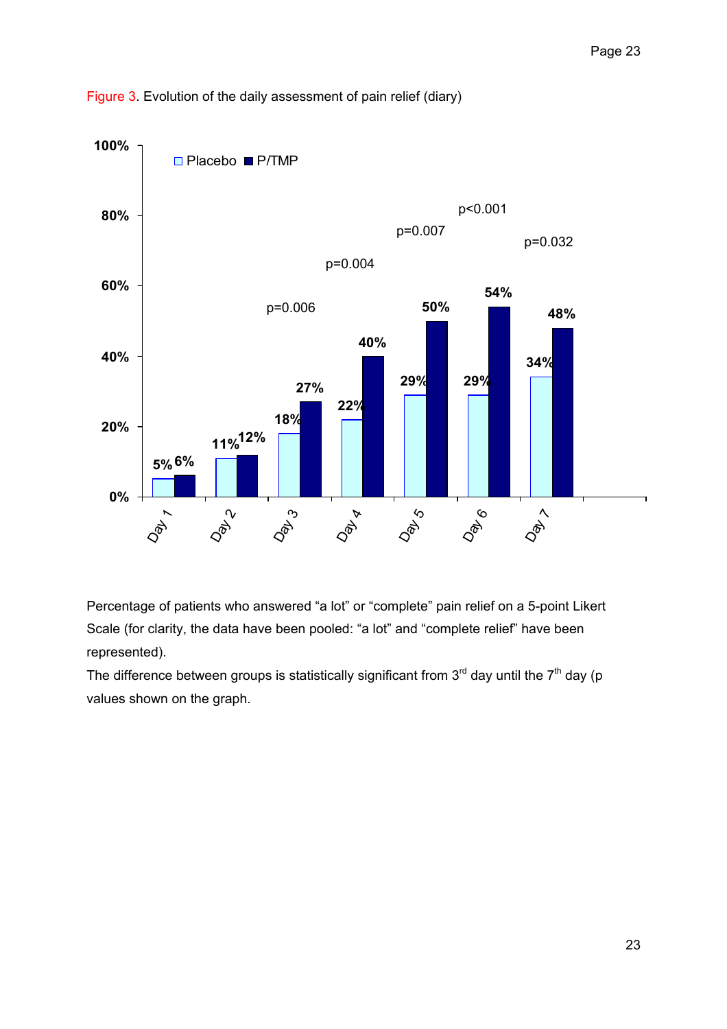Figure 3. Evolution of the daily assessment of pain relief (diary)

Percentage of patients who answered “a lot” or “complete” pain relief on a 5-point Likert Scale (for clarity, the data have been pooled: “a lot” and “complete relief” have been represented).

The difference between groups is statistically significant from 3[rd] day until the 7[th] day (p values shown on the graph.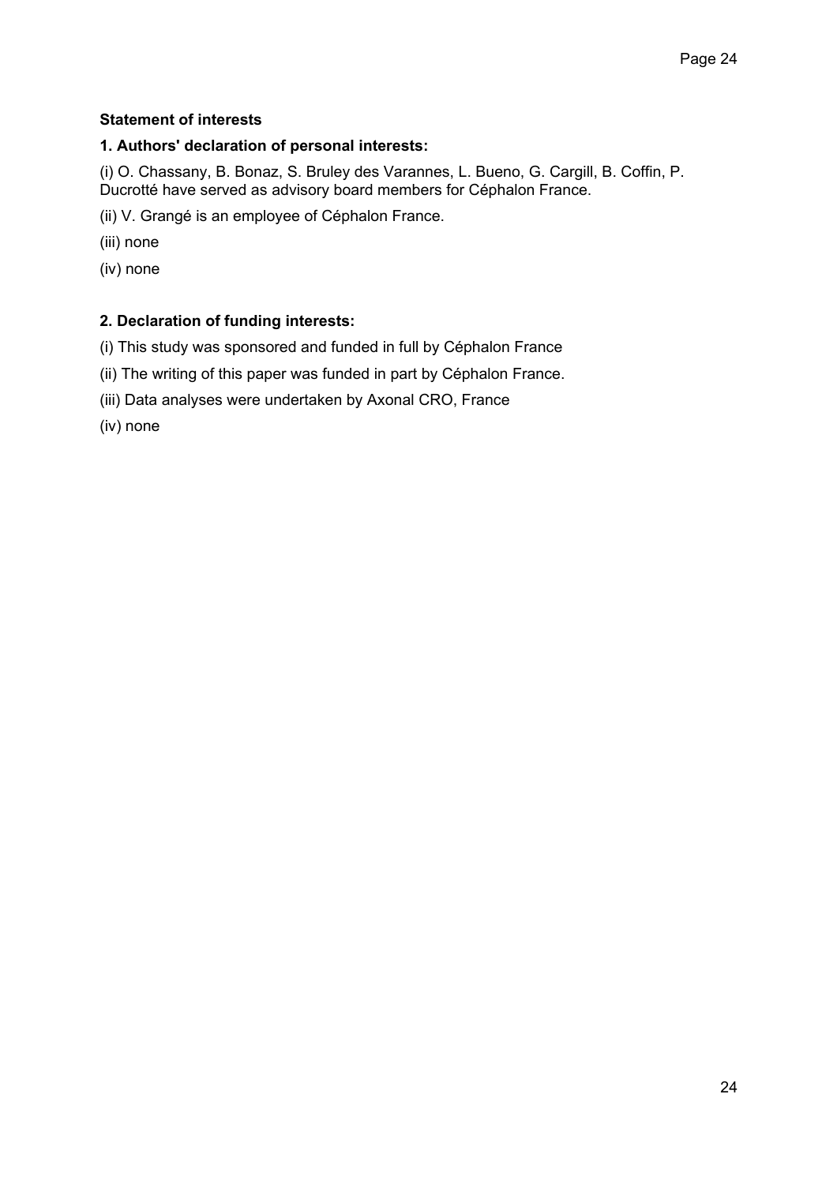### Statement of interests

#### 1. Authors' declaration of personal interests:

(i) O. Chassany, B. Bonaz, S. Bruley des Varannes, L. Bueno, G. Cargill, B. Coffin, P. Ducrotté have served as advisory board members for Céphalon France.

(ii) V. Grangé is an employee of Céphalon France.

(iii) none

(iv) none

#### 2. Declaration of funding interests:

(i) This study was sponsored and funded in full by Céphalon France

(ii) The writing of this paper was funded in part by Céphalon France.

(iii) Data analyses were undertaken by Axonal CRO, France

(iv) none